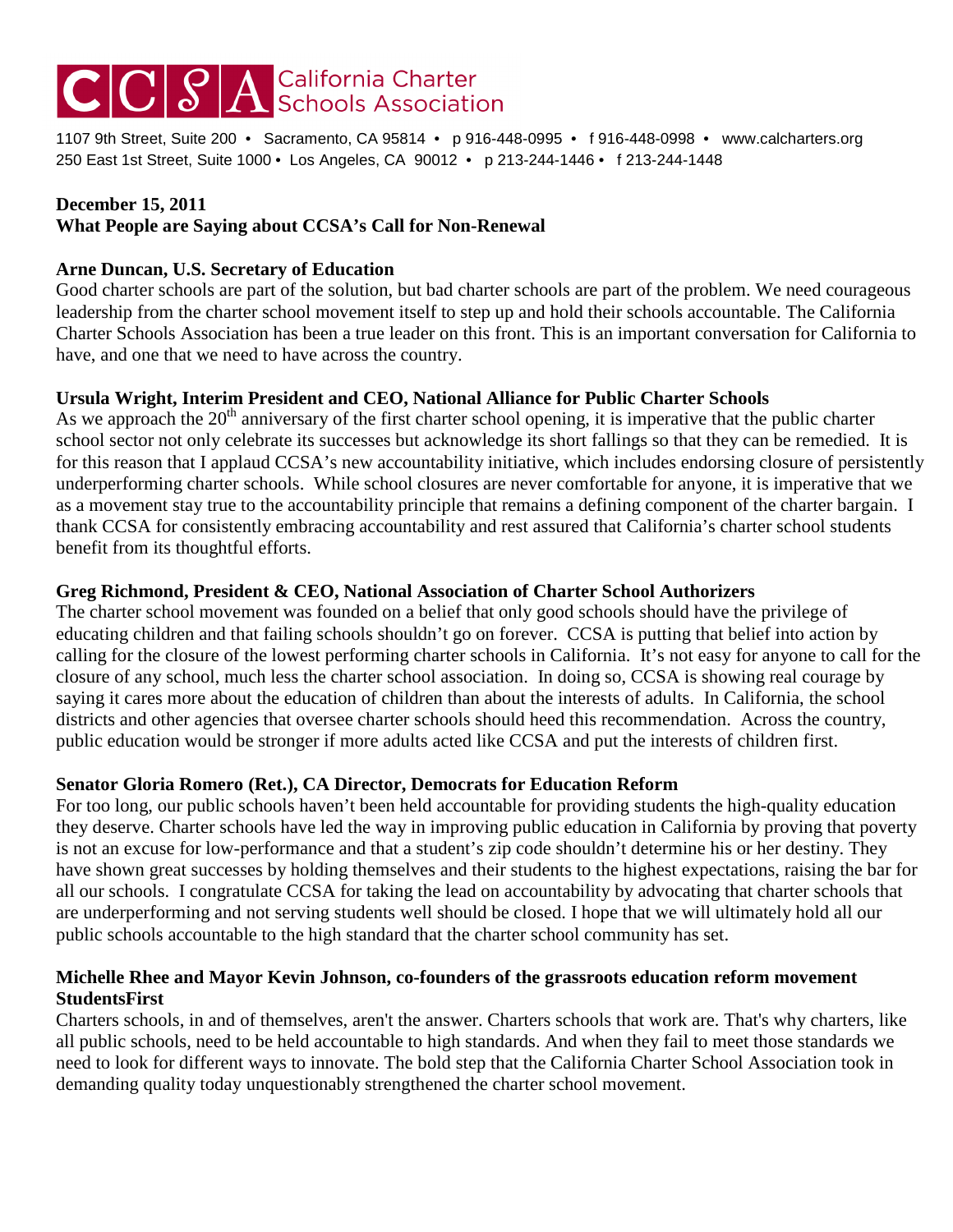# CCSA California Charter Schools Association

1107 9th Street, Suite 200 • Sacramento, CA 95814 • p 916-448-0995 • f 916-448-0998 • www.calcharters.org
250 East 1st Street, Suite 1000 • Los Angeles, CA 90012 • p 213-244-1446 • f 213-244-1448

**December 15, 2011**
**What People are Saying about CCSA's Call for Non-Renewal**

**Arne Duncan, U.S. Secretary of Education**
Good charter schools are part of the solution, but bad charter schools are part of the problem. We need courageous leadership from the charter school movement itself to step up and hold their schools accountable. The California Charter Schools Association has been a true leader on this front. This is an important conversation for California to have, and one that we need to have across the country.

**Ursula Wright, Interim President and CEO, National Alliance for Public Charter Schools**
As we approach the 20th anniversary of the first charter school opening, it is imperative that the public charter school sector not only celebrate its successes but acknowledge its short fallings so that they can be remedied. It is for this reason that I applaud CCSA's new accountability initiative, which includes endorsing closure of persistently underperforming charter schools. While school closures are never comfortable for anyone, it is imperative that we as a movement stay true to the accountability principle that remains a defining component of the charter bargain. I thank CCSA for consistently embracing accountability and rest assured that California's charter school students benefit from its thoughtful efforts.

**Greg Richmond, President & CEO, National Association of Charter School Authorizers**
The charter school movement was founded on a belief that only good schools should have the privilege of educating children and that failing schools shouldn't go on forever. CCSA is putting that belief into action by calling for the closure of the lowest performing charter schools in California. It's not easy for anyone to call for the closure of any school, much less the charter school association. In doing so, CCSA is showing real courage by saying it cares more about the education of children than about the interests of adults. In California, the school districts and other agencies that oversee charter schools should heed this recommendation. Across the country, public education would be stronger if more adults acted like CCSA and put the interests of children first.

**Senator Gloria Romero (Ret.), CA Director, Democrats for Education Reform**
For too long, our public schools haven't been held accountable for providing students the high-quality education they deserve. Charter schools have led the way in improving public education in California by proving that poverty is not an excuse for low-performance and that a student's zip code shouldn't determine his or her destiny. They have shown great successes by holding themselves and their students to the highest expectations, raising the bar for all our schools. I congratulate CCSA for taking the lead on accountability by advocating that charter schools that are underperforming and not serving students well should be closed. I hope that we will ultimately hold all our public schools accountable to the high standard that the charter school community has set.

**Michelle Rhee and Mayor Kevin Johnson, co-founders of the grassroots education reform movement StudentsFirst**
Charters schools, in and of themselves, aren't the answer. Charters schools that work are. That's why charters, like all public schools, need to be held accountable to high standards. And when they fail to meet those standards we need to look for different ways to innovate. The bold step that the California Charter School Association took in demanding quality today unquestionably strengthened the charter school movement.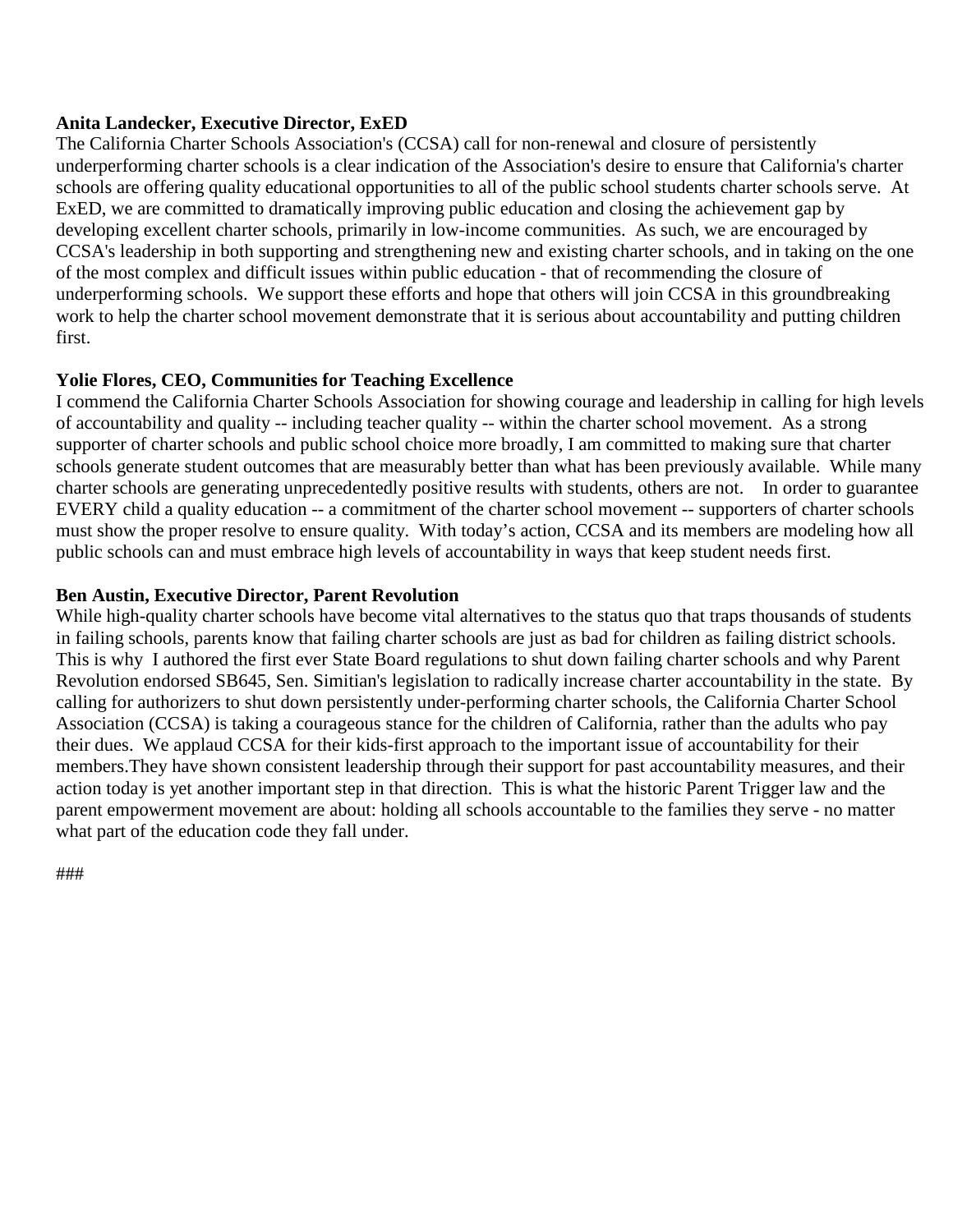**Anita Landecker, Executive Director, ExED**

The California Charter Schools Association's (CCSA) call for non-renewal and closure of persistently underperforming charter schools is a clear indication of the Association's desire to ensure that California's charter schools are offering quality educational opportunities to all of the public school students charter schools serve. At ExED, we are committed to dramatically improving public education and closing the achievement gap by developing excellent charter schools, primarily in low-income communities. As such, we are encouraged by CCSA's leadership in both supporting and strengthening new and existing charter schools, and in taking on the one of the most complex and difficult issues within public education - that of recommending the closure of underperforming schools. We support these efforts and hope that others will join CCSA in this groundbreaking work to help the charter school movement demonstrate that it is serious about accountability and putting children first.

**Yolie Flores, CEO, Communities for Teaching Excellence**

I commend the California Charter Schools Association for showing courage and leadership in calling for high levels of accountability and quality -- including teacher quality -- within the charter school movement. As a strong supporter of charter schools and public school choice more broadly, I am committed to making sure that charter schools generate student outcomes that are measurably better than what has been previously available. While many charter schools are generating unprecedentedly positive results with students, others are not. In order to guarantee EVERY child a quality education -- a commitment of the charter school movement -- supporters of charter schools must show the proper resolve to ensure quality. With today's action, CCSA and its members are modeling how all public schools can and must embrace high levels of accountability in ways that keep student needs first.

**Ben Austin, Executive Director, Parent Revolution**

While high-quality charter schools have become vital alternatives to the status quo that traps thousands of students in failing schools, parents know that failing charter schools are just as bad for children as failing district schools. This is why I authored the first ever State Board regulations to shut down failing charter schools and why Parent Revolution endorsed SB645, Sen. Simitian's legislation to radically increase charter accountability in the state. By calling for authorizers to shut down persistently under-performing charter schools, the California Charter School Association (CCSA) is taking a courageous stance for the children of California, rather than the adults who pay their dues. We applaud CCSA for their kids-first approach to the important issue of accountability for their members.They have shown consistent leadership through their support for past accountability measures, and their action today is yet another important step in that direction. This is what the historic Parent Trigger law and the parent empowerment movement are about: holding all schools accountable to the families they serve - no matter what part of the education code they fall under.

###